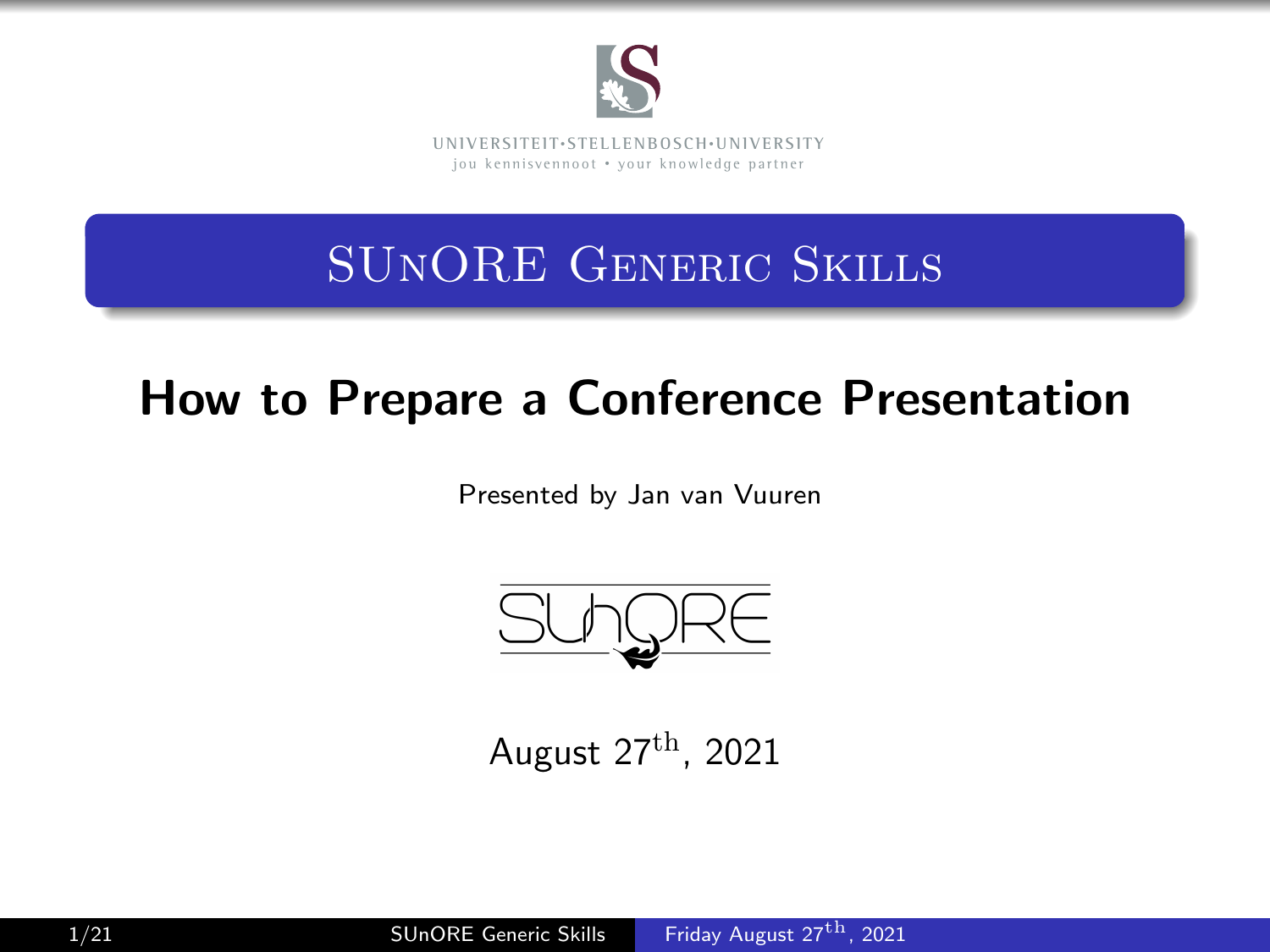UNIVERSITEIT·STELLENBOSCH·UNIVERSITY
jou kennisvennoot • your knowledge partner

# SUnORE Generic Skills

## How to Prepare a Conference Presentation

Presented by Jan van Vuuren

August 27$^{\text{th}}$, 2021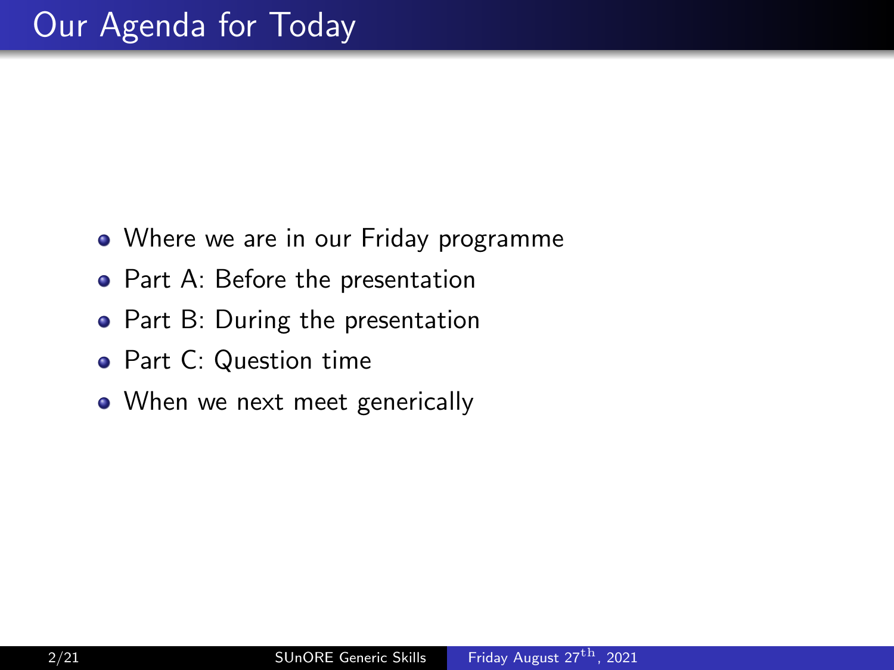# Our Agenda for Today

- Where we are in our Friday programme
- Part A: Before the presentation
- Part B: During the presentation
- Part C: Question time
- When we next meet generically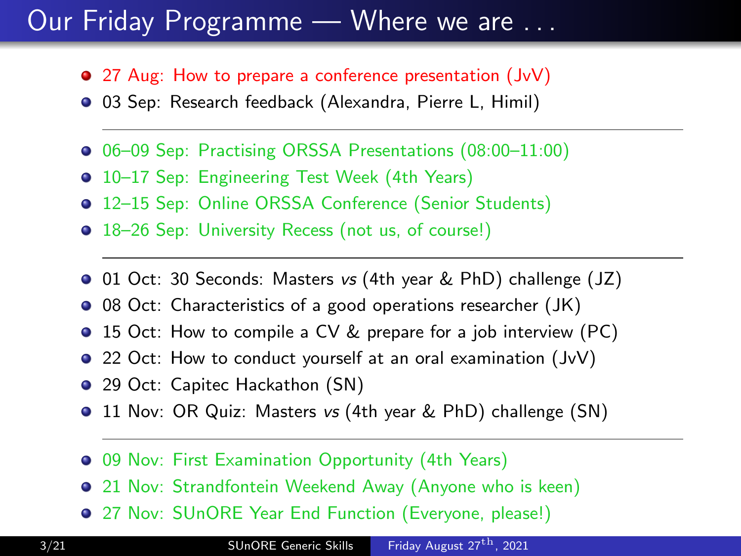# Our Friday Programme — Where we are . . .

- 27 Aug: How to prepare a conference presentation (JvV)
- 03 Sep: Research feedback (Alexandra, Pierre L, Himil)

---

- 06–09 Sep: Practising ORSSA Presentations (08:00–11:00)
- 10–17 Sep: Engineering Test Week (4th Years)
- 12–15 Sep: Online ORSSA Conference (Senior Students)
- 18–26 Sep: University Recess (not us, of course!)

---

- 01 Oct: 30 Seconds: Masters *vs* (4th year & PhD) challenge (JZ)
- 08 Oct: Characteristics of a good operations researcher (JK)
- 15 Oct: How to compile a CV & prepare for a job interview (PC)
- 22 Oct: How to conduct yourself at an oral examination (JvV)
- 29 Oct: Capitec Hackathon (SN)
- 11 Nov: OR Quiz: Masters *vs* (4th year & PhD) challenge (SN)

---

- 09 Nov: First Examination Opportunity (4th Years)
- 21 Nov: Strandfontein Weekend Away (Anyone who is keen)
- 27 Nov: SUnORE Year End Function (Everyone, please!)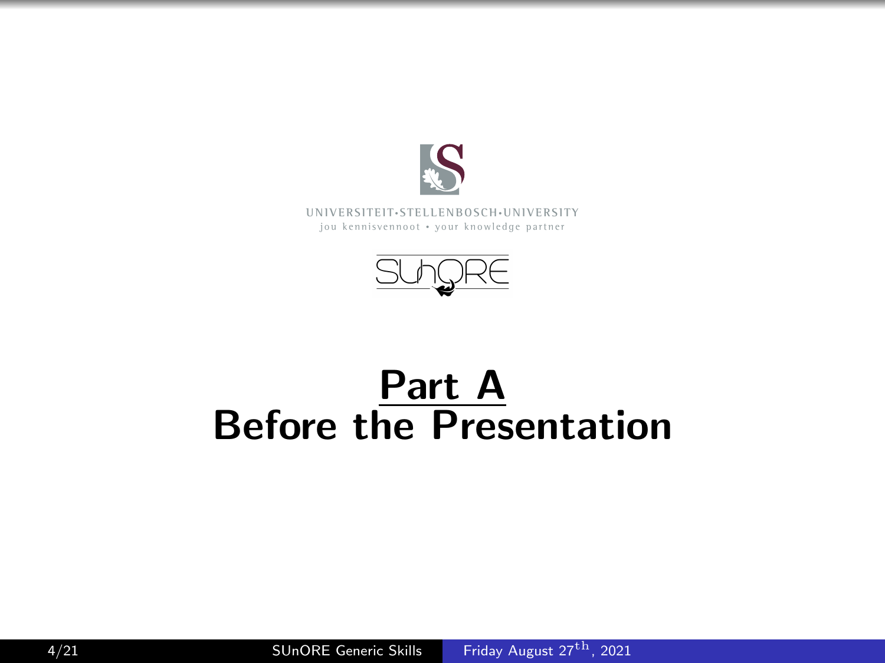UNIVERSITEIT·STELLENBOSCH·UNIVERSITY
jou kennisvennoot • your knowledge partner

# Part A
# Before the Presentation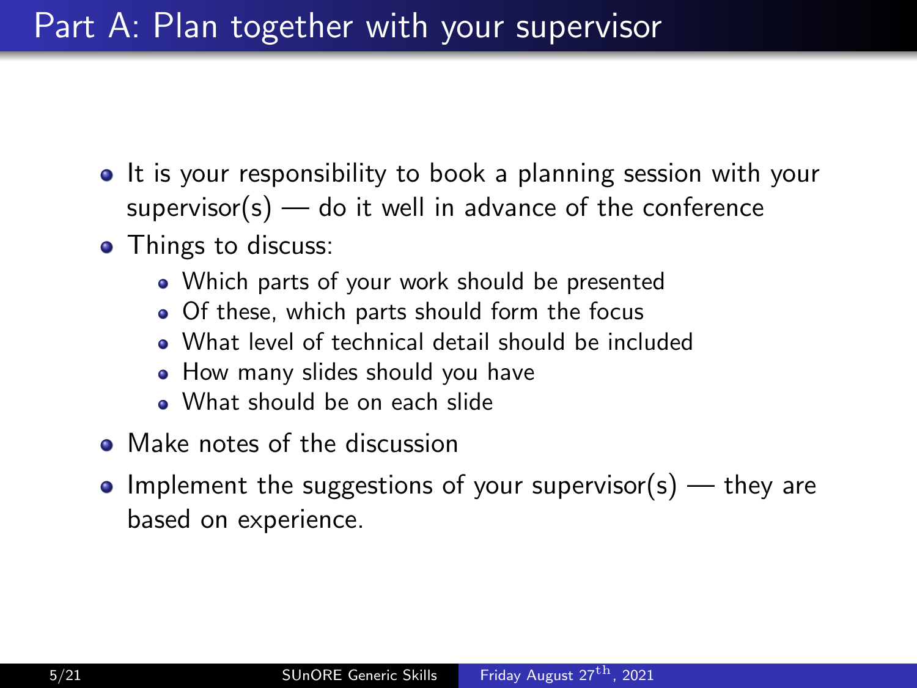# Part A: Plan together with your supervisor

- It is your responsibility to book a planning session with your supervisor(s) — do it well in advance of the conference
- Things to discuss:
  - Which parts of your work should be presented
  - Of these, which parts should form the focus
  - What level of technical detail should be included
  - How many slides should you have
  - What should be on each slide
- Make notes of the discussion
- Implement the suggestions of your supervisor(s) — they are based on experience.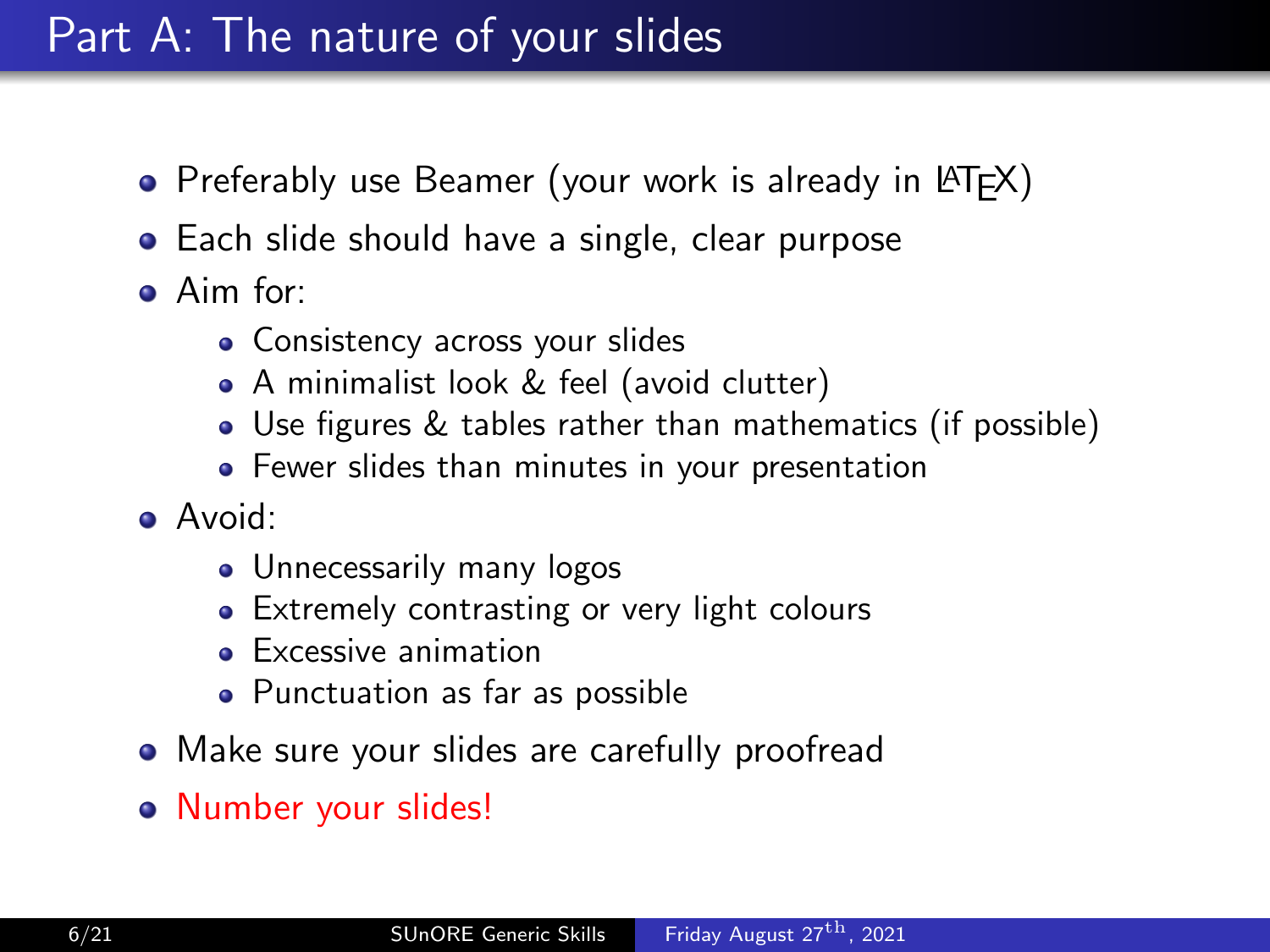# Part A: The nature of your slides

- Preferably use Beamer (your work is already in LaTeX)
- Each slide should have a single, clear purpose
- Aim for:
  - Consistency across your slides
  - A minimalist look & feel (avoid clutter)
  - Use figures & tables rather than mathematics (if possible)
  - Fewer slides than minutes in your presentation
- Avoid:
  - Unnecessarily many logos
  - Extremely contrasting or very light colours
  - Excessive animation
  - Punctuation as far as possible
- Make sure your slides are carefully proofread
- Number your slides!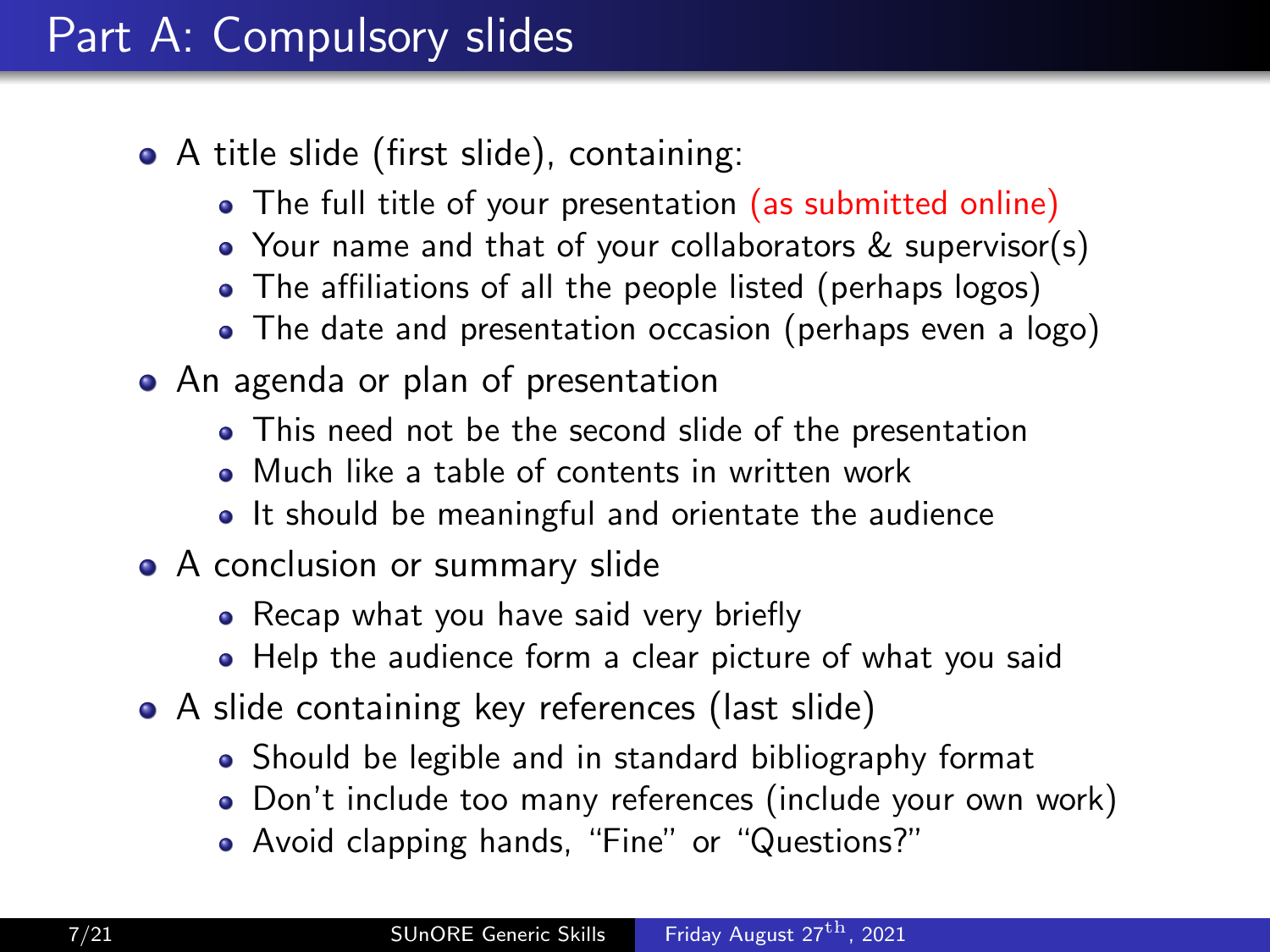# Part A: Compulsory slides

- A title slide (first slide), containing:
  - The full title of your presentation (as submitted online)
  - Your name and that of your collaborators & supervisor(s)
  - The affiliations of all the people listed (perhaps logos)
  - The date and presentation occasion (perhaps even a logo)
- An agenda or plan of presentation
  - This need not be the second slide of the presentation
  - Much like a table of contents in written work
  - It should be meaningful and orientate the audience
- A conclusion or summary slide
  - Recap what you have said very briefly
  - Help the audience form a clear picture of what you said
- A slide containing key references (last slide)
  - Should be legible and in standard bibliography format
  - Don't include too many references (include your own work)
  - Avoid clapping hands, "Fine" or "Questions?"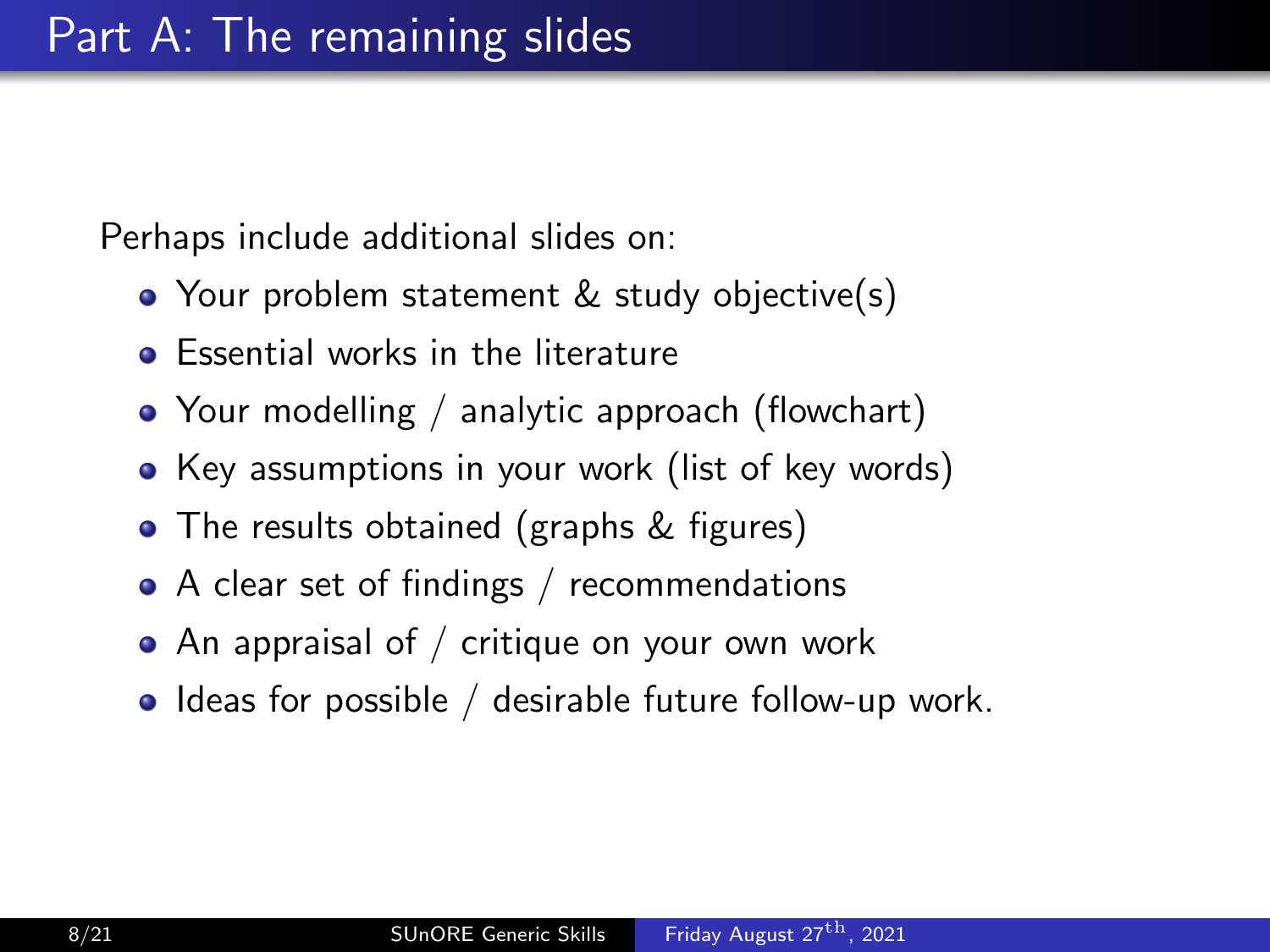# Part A: The remaining slides

Perhaps include additional slides on:

- Your problem statement & study objective(s)
- Essential works in the literature
- Your modelling / analytic approach (flowchart)
- Key assumptions in your work (list of key words)
- The results obtained (graphs & figures)
- A clear set of findings / recommendations
- An appraisal of / critique on your own work
- Ideas for possible / desirable future follow-up work.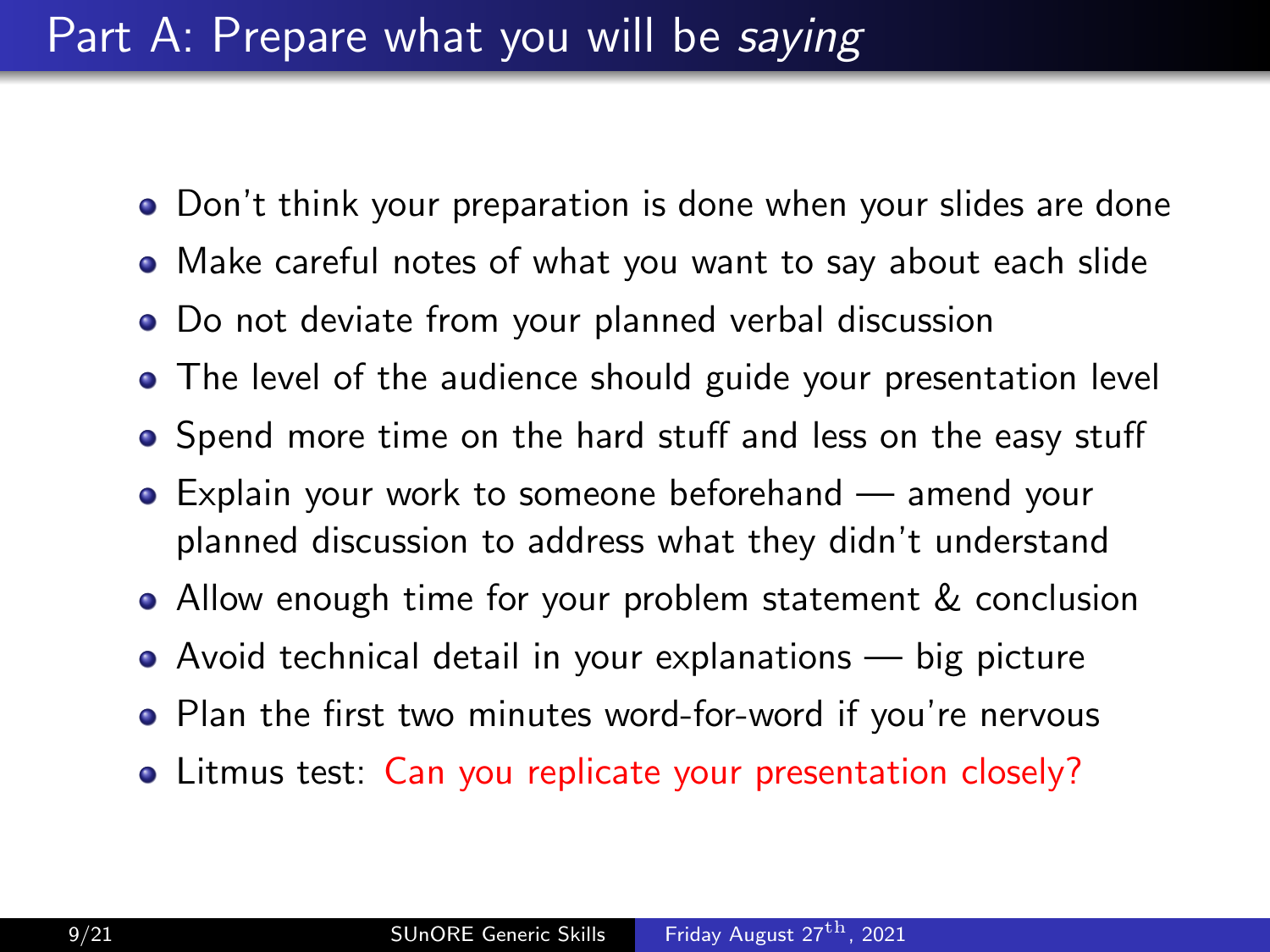# Part A: Prepare what you will be *saying*

- Don't think your preparation is done when your slides are done
- Make careful notes of what you want to say about each slide
- Do not deviate from your planned verbal discussion
- The level of the audience should guide your presentation level
- Spend more time on the hard stuff and less on the easy stuff
- Explain your work to someone beforehand — amend your planned discussion to address what they didn't understand
- Allow enough time for your problem statement & conclusion
- Avoid technical detail in your explanations — big picture
- Plan the first two minutes word-for-word if you're nervous
- Litmus test: Can you replicate your presentation closely?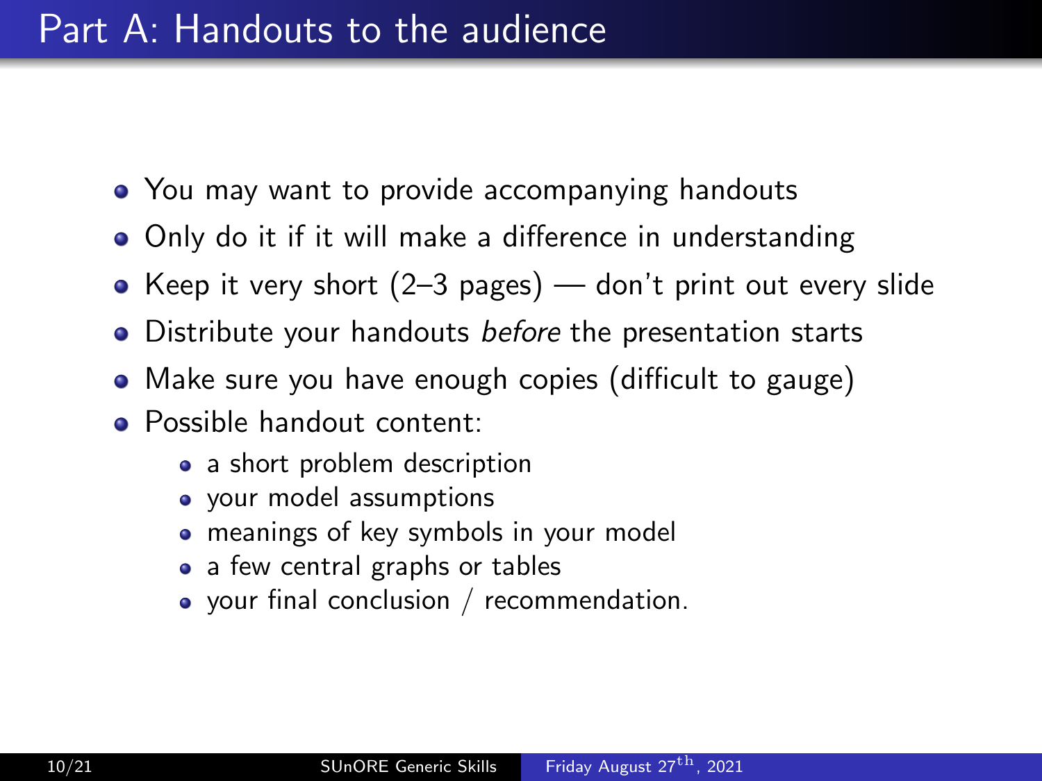# Part A: Handouts to the audience

- You may want to provide accompanying handouts
- Only do it if it will make a difference in understanding
- Keep it very short (2–3 pages) — don't print out every slide
- Distribute your handouts *before* the presentation starts
- Make sure you have enough copies (difficult to gauge)
- Possible handout content:
  - a short problem description
  - your model assumptions
  - meanings of key symbols in your model
  - a few central graphs or tables
  - your final conclusion / recommendation.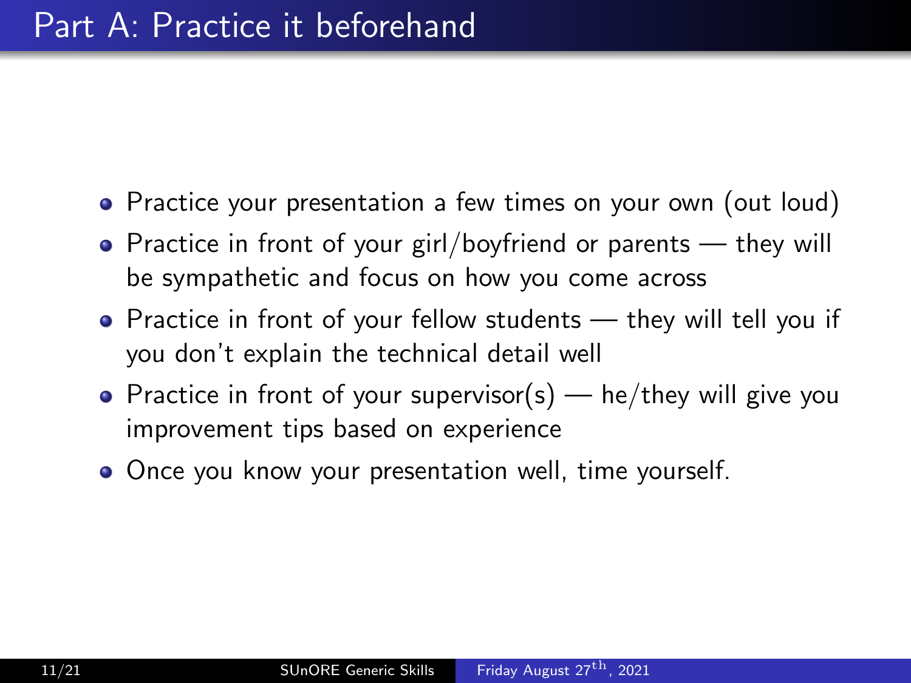# Part A: Practice it beforehand

- Practice your presentation a few times on your own (out loud)
- Practice in front of your girl/boyfriend or parents — they will be sympathetic and focus on how you come across
- Practice in front of your fellow students — they will tell you if you don't explain the technical detail well
- Practice in front of your supervisor(s) — he/they will give you improvement tips based on experience
- Once you know your presentation well, time yourself.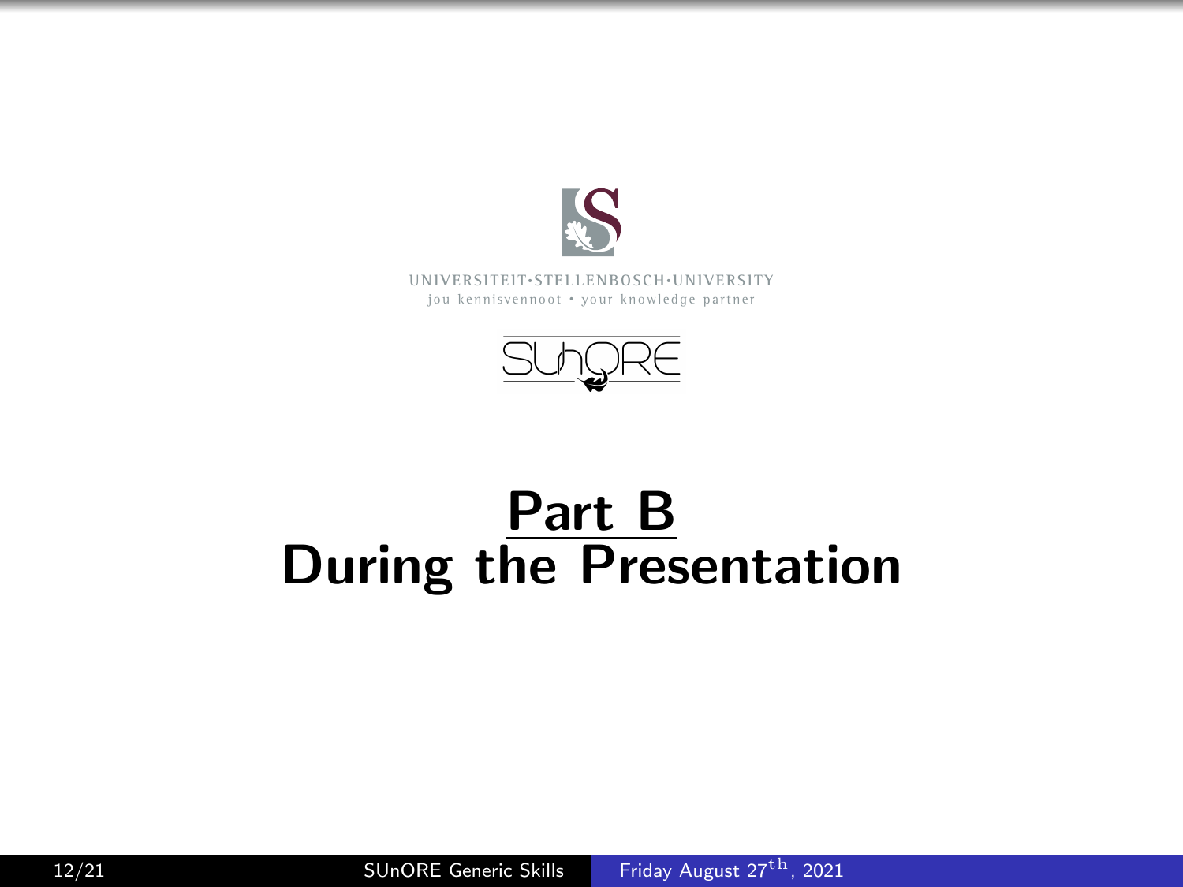UNIVERSITEIT•STELLENBOSCH•UNIVERSITY
jou kennisvennoot • your knowledge partner

# Part B
# During the Presentation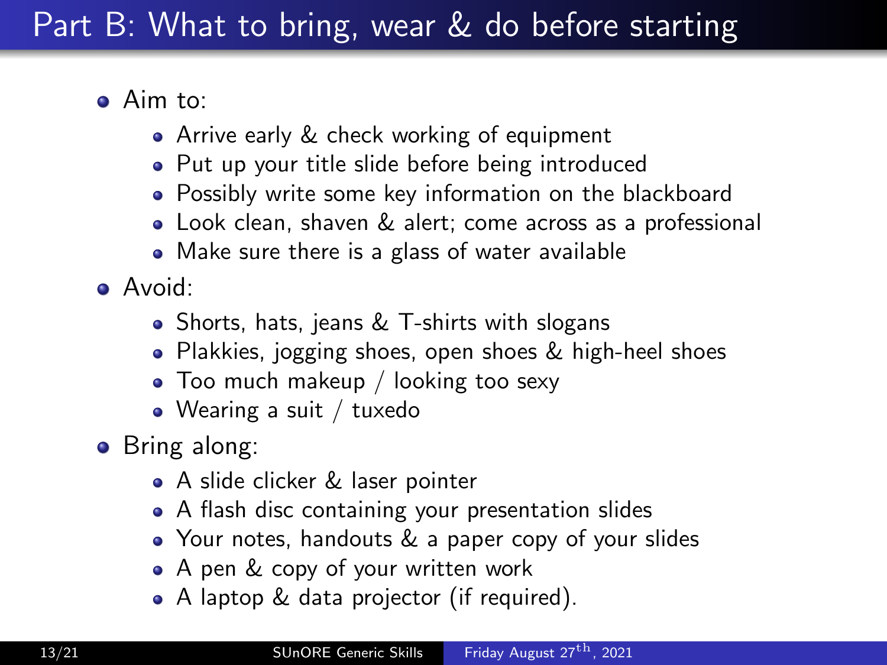# Part B: What to bring, wear & do before starting

- Aim to:
  - Arrive early & check working of equipment
  - Put up your title slide before being introduced
  - Possibly write some key information on the blackboard
  - Look clean, shaven & alert; come across as a professional
  - Make sure there is a glass of water available
- Avoid:
  - Shorts, hats, jeans & T-shirts with slogans
  - Plakkies, jogging shoes, open shoes & high-heel shoes
  - Too much makeup / looking too sexy
  - Wearing a suit / tuxedo
- Bring along:
  - A slide clicker & laser pointer
  - A flash disc containing your presentation slides
  - Your notes, handouts & a paper copy of your slides
  - A pen & copy of your written work
  - A laptop & data projector (if required).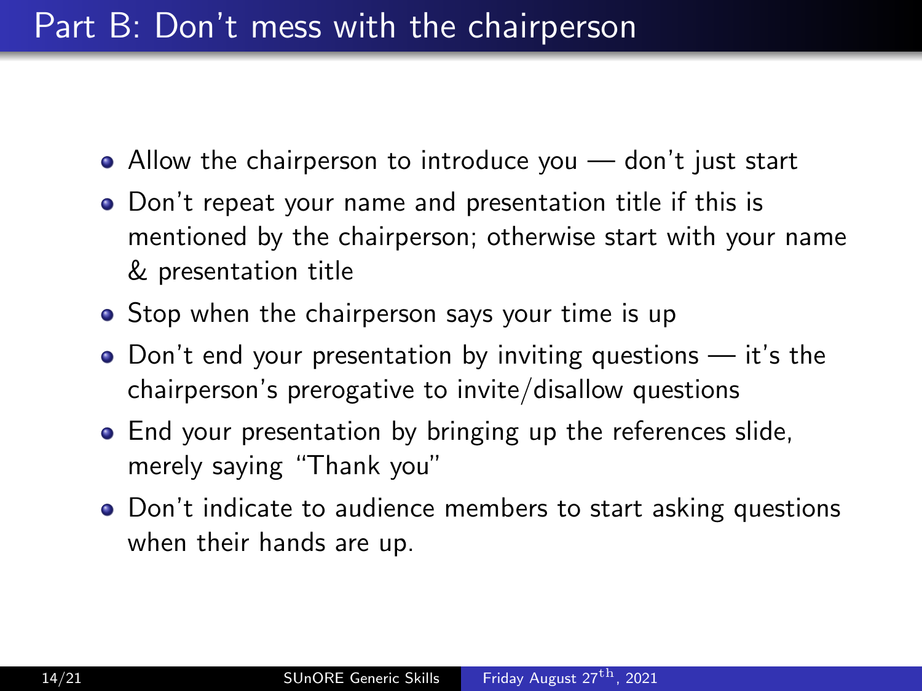# Part B: Don't mess with the chairperson

- Allow the chairperson to introduce you — don't just start
- Don't repeat your name and presentation title if this is mentioned by the chairperson; otherwise start with your name & presentation title
- Stop when the chairperson says your time is up
- Don't end your presentation by inviting questions — it's the chairperson's prerogative to invite/disallow questions
- End your presentation by bringing up the references slide, merely saying "Thank you"
- Don't indicate to audience members to start asking questions when their hands are up.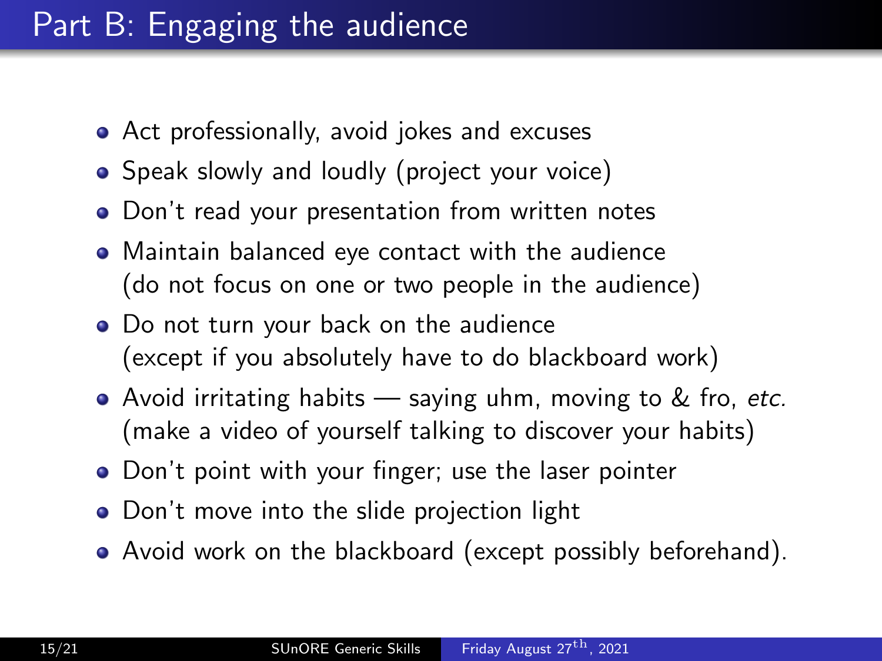# Part B: Engaging the audience

- Act professionally, avoid jokes and excuses
- Speak slowly and loudly (project your voice)
- Don't read your presentation from written notes
- Maintain balanced eye contact with the audience (do not focus on one or two people in the audience)
- Do not turn your back on the audience (except if you absolutely have to do blackboard work)
- Avoid irritating habits — saying uhm, moving to & fro, *etc.* (make a video of yourself talking to discover your habits)
- Don't point with your finger; use the laser pointer
- Don't move into the slide projection light
- Avoid work on the blackboard (except possibly beforehand).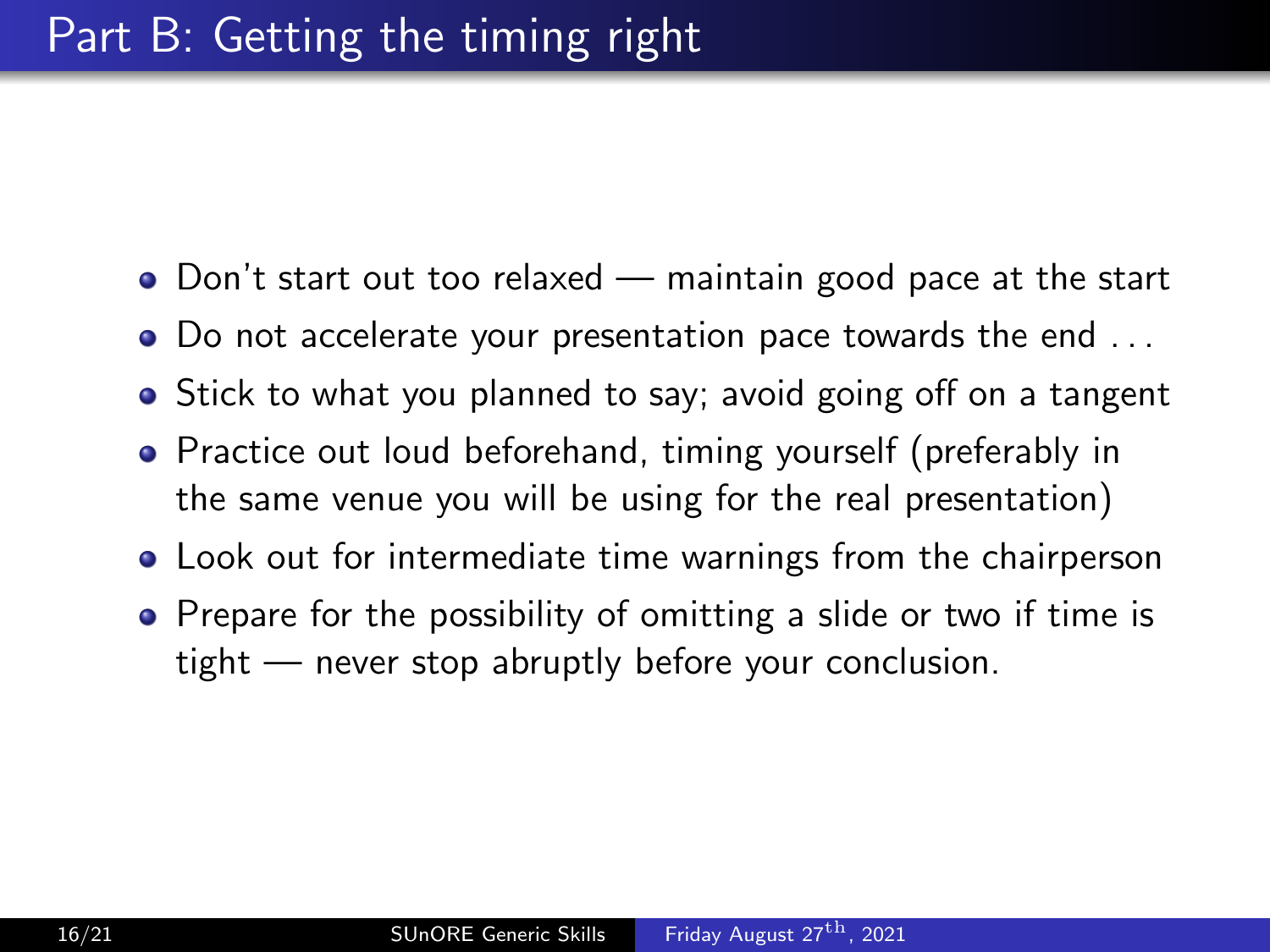# Part B: Getting the timing right

- Don't start out too relaxed — maintain good pace at the start
- Do not accelerate your presentation pace towards the end . . .
- Stick to what you planned to say; avoid going off on a tangent
- Practice out loud beforehand, timing yourself (preferably in the same venue you will be using for the real presentation)
- Look out for intermediate time warnings from the chairperson
- Prepare for the possibility of omitting a slide or two if time is tight — never stop abruptly before your conclusion.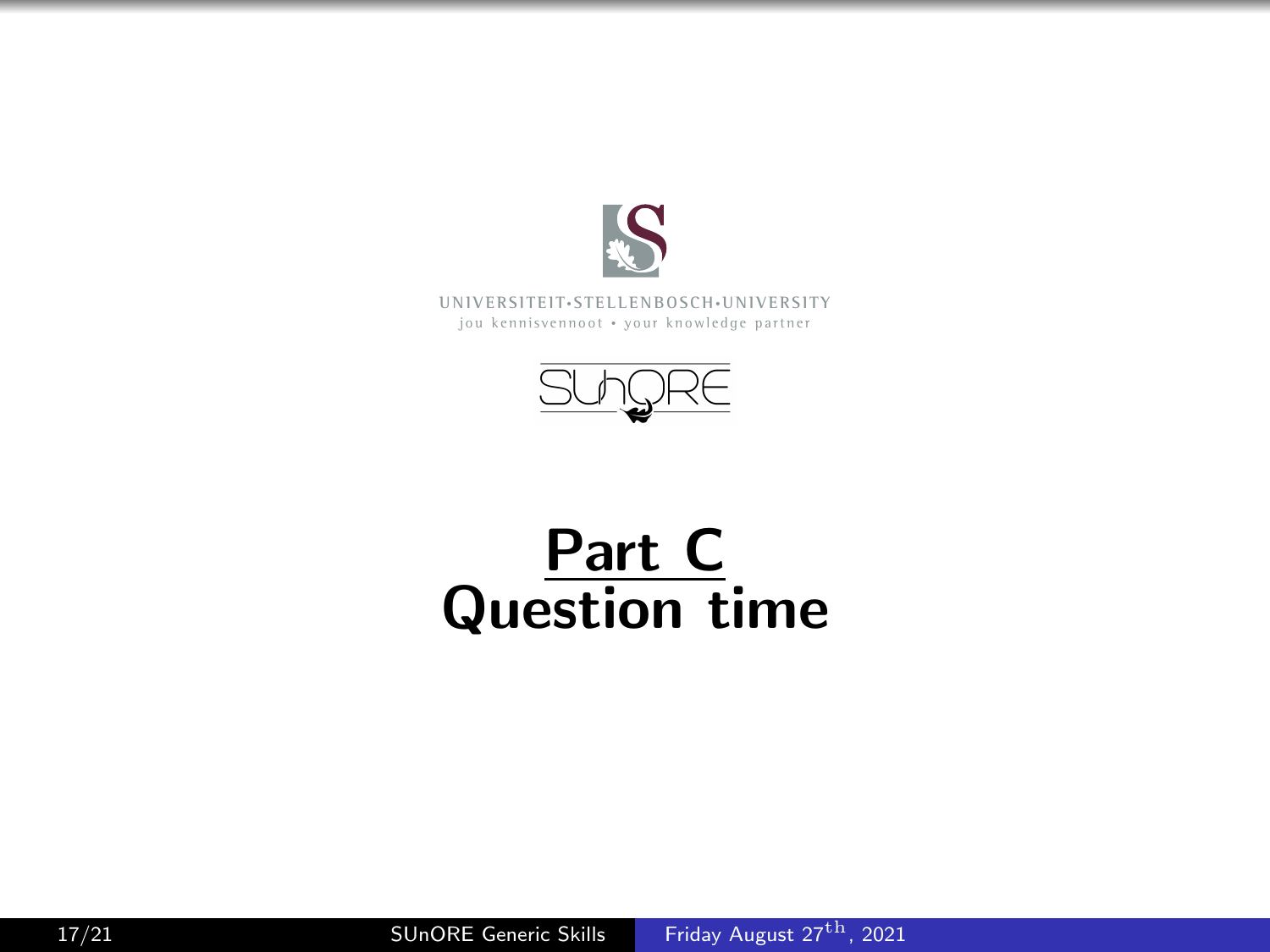UNIVERSITEIT•STELLENBOSCH•UNIVERSITY
jou kennisvennoot • your knowledge partner

SUnORE

# Part C
# Question time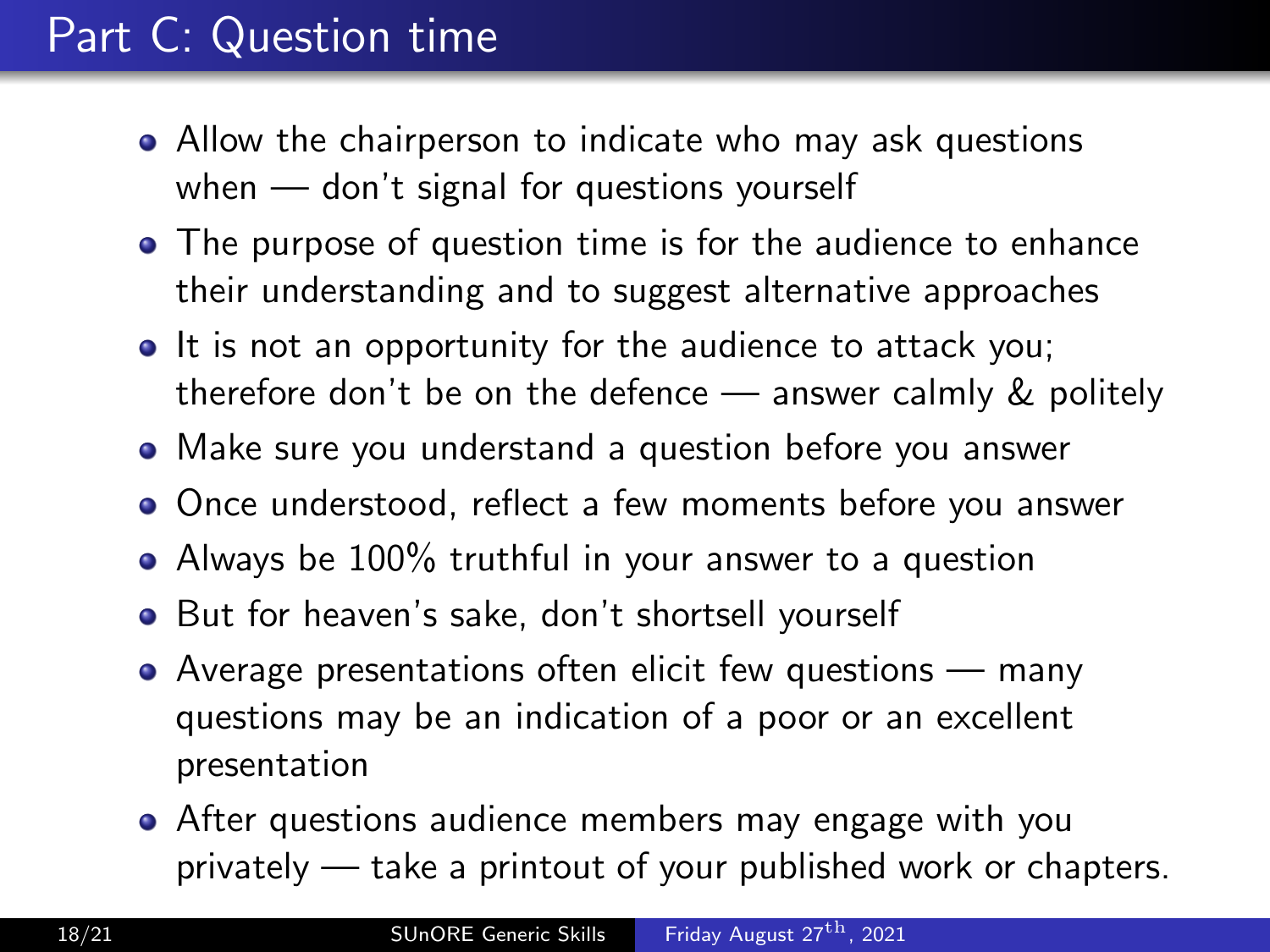# Part C: Question time

- Allow the chairperson to indicate who may ask questions when — don't signal for questions yourself
- The purpose of question time is for the audience to enhance their understanding and to suggest alternative approaches
- It is not an opportunity for the audience to attack you; therefore don't be on the defence — answer calmly & politely
- Make sure you understand a question before you answer
- Once understood, reflect a few moments before you answer
- Always be 100% truthful in your answer to a question
- But for heaven's sake, don't shortsell yourself
- Average presentations often elicit few questions — many questions may be an indication of a poor or an excellent presentation
- After questions audience members may engage with you privately — take a printout of your published work or chapters.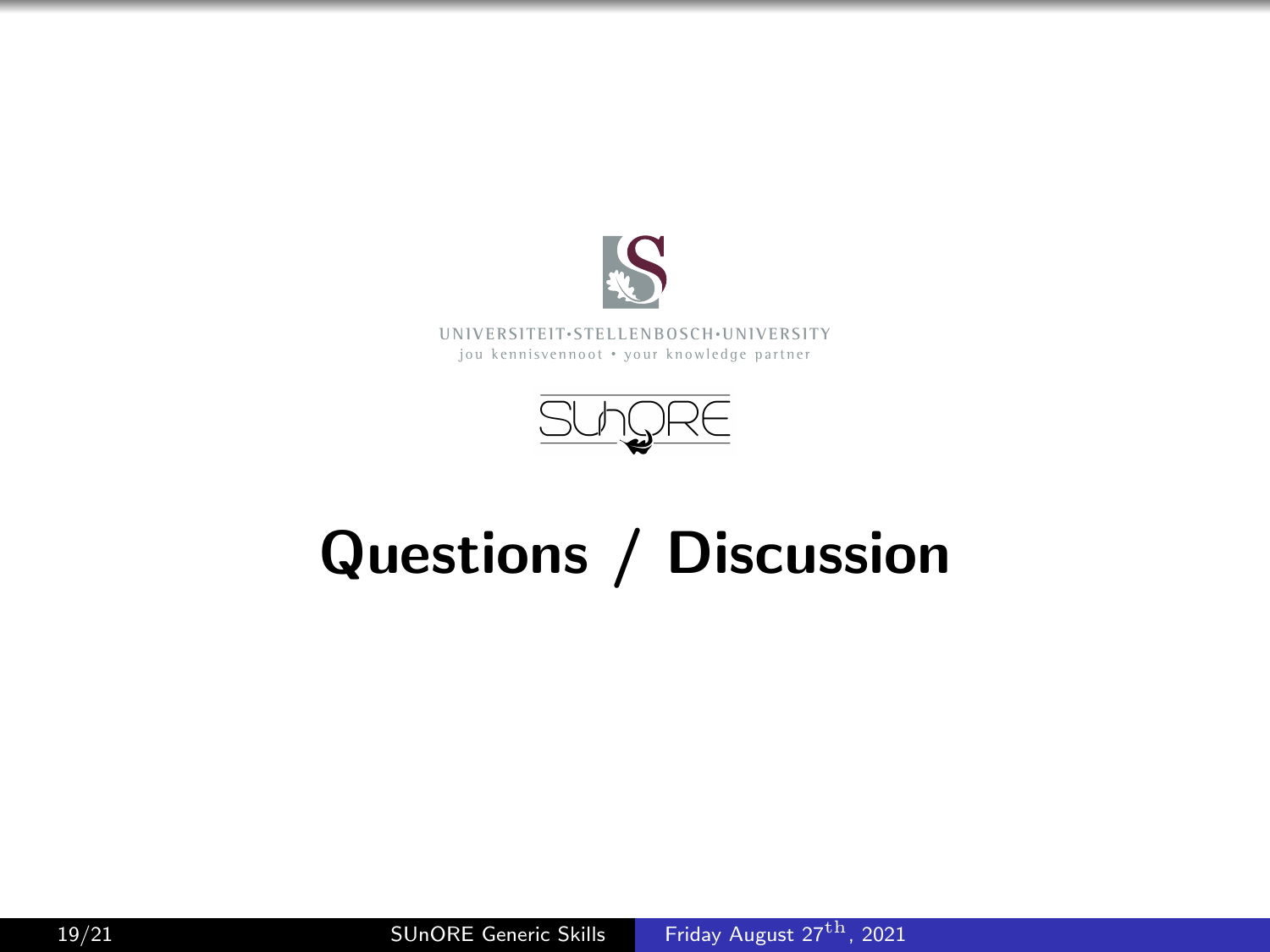UNIVERSITEIT·STELLENBOSCH·UNIVERSITY
jou kennisvennoot • your knowledge partner

SUnORE

# Questions / Discussion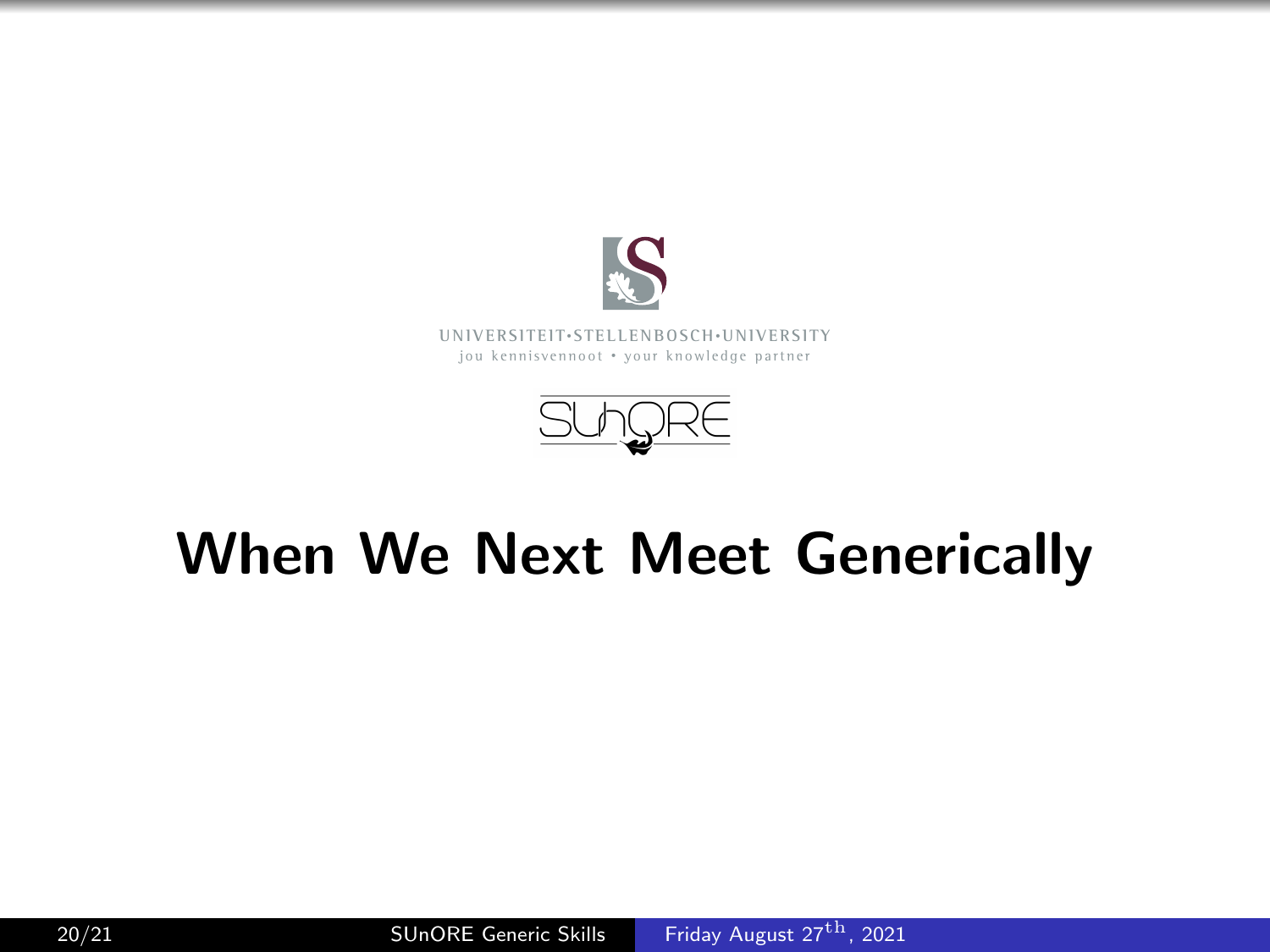UNIVERSITEIT·STELLENBOSCH·UNIVERSITY
jou kennisvennoot • your knowledge partner

# When We Next Meet Generically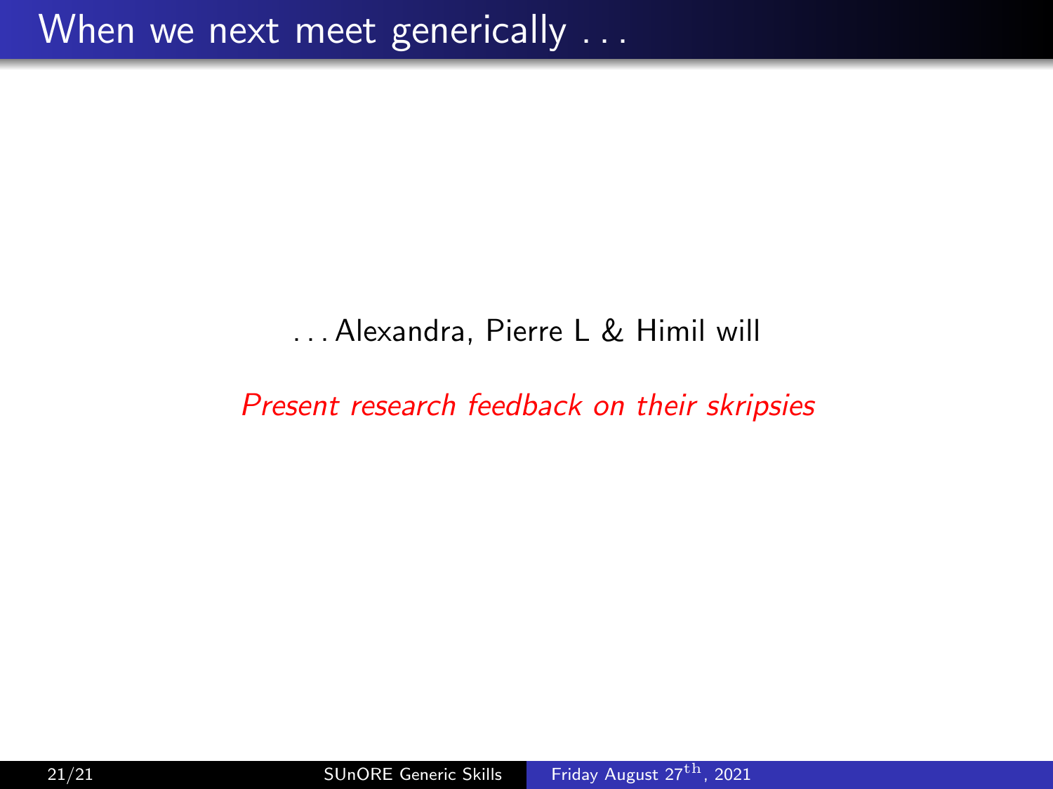# When we next meet generically . . .

. . . Alexandra, Pierre L & Himil will

*Present research feedback on their skripsies*